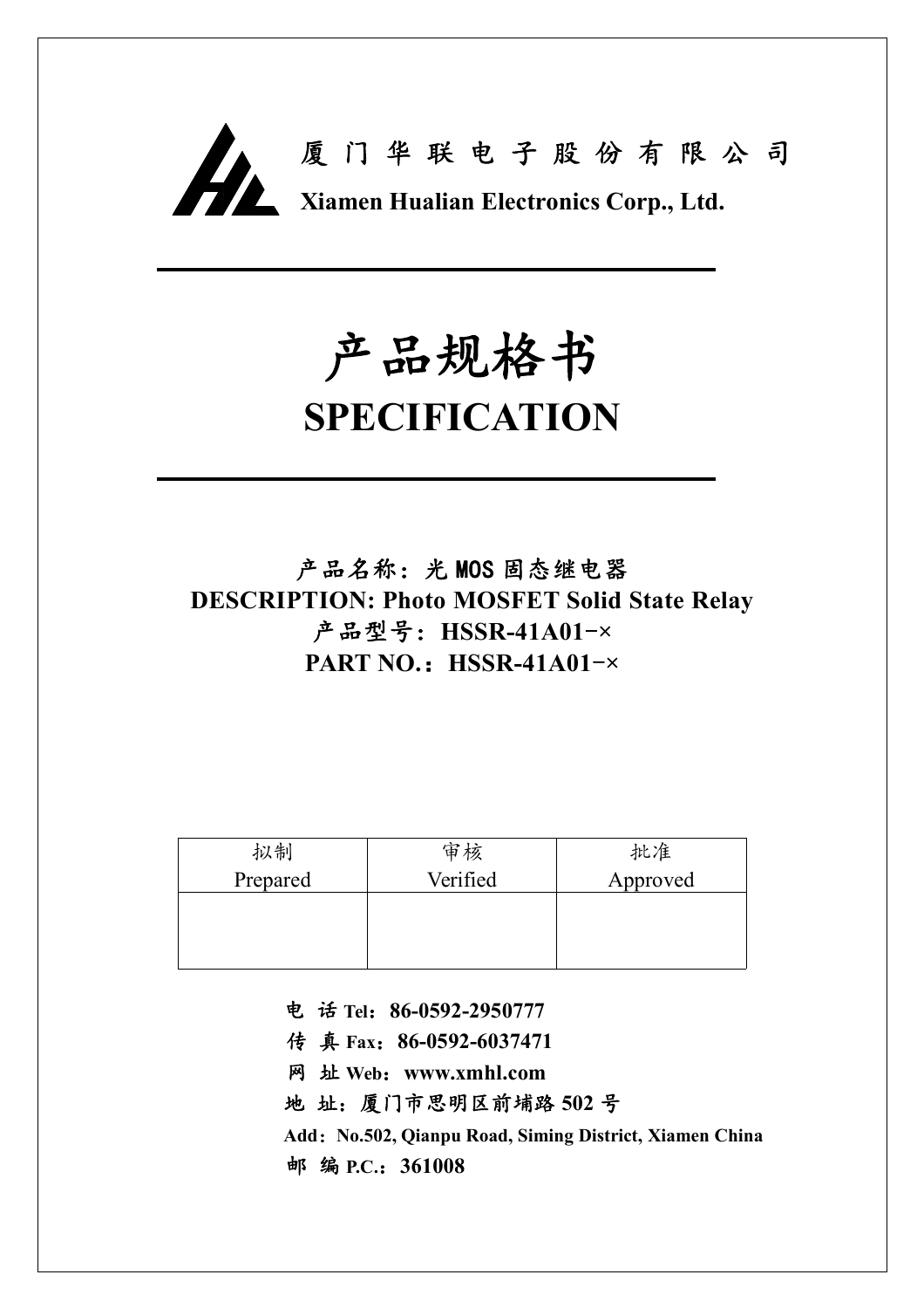厦 门 华 联 电 子 股 份 有 限 公 司

**Xiamen Hualian Electronics Corp., Ltd.**

# 产品规格书

# SPECIFICATION

**产品名称：光 MOS 固态继电器**

**DESCRIPTION: Photo MOSFET Solid State Relay**

**产品型号：HSSR-41A01-×**

**PART NO.：HSSR-41A01-×**

| 拟制<br>Prepared | 审核<br>Verified | 批准<br>Approved |
|---|---|---|
| | | |

**电 话 Tel：86-0592-2950777**

**传 真 Fax：86-0592-6037471**

**网 址 Web：www.xmhl.com**

**地 址：厦门市思明区前埔路 502 号**

**Add：No.502, Qianpu Road, Siming District, Xiamen China**

**邮 编 P.C.：361008**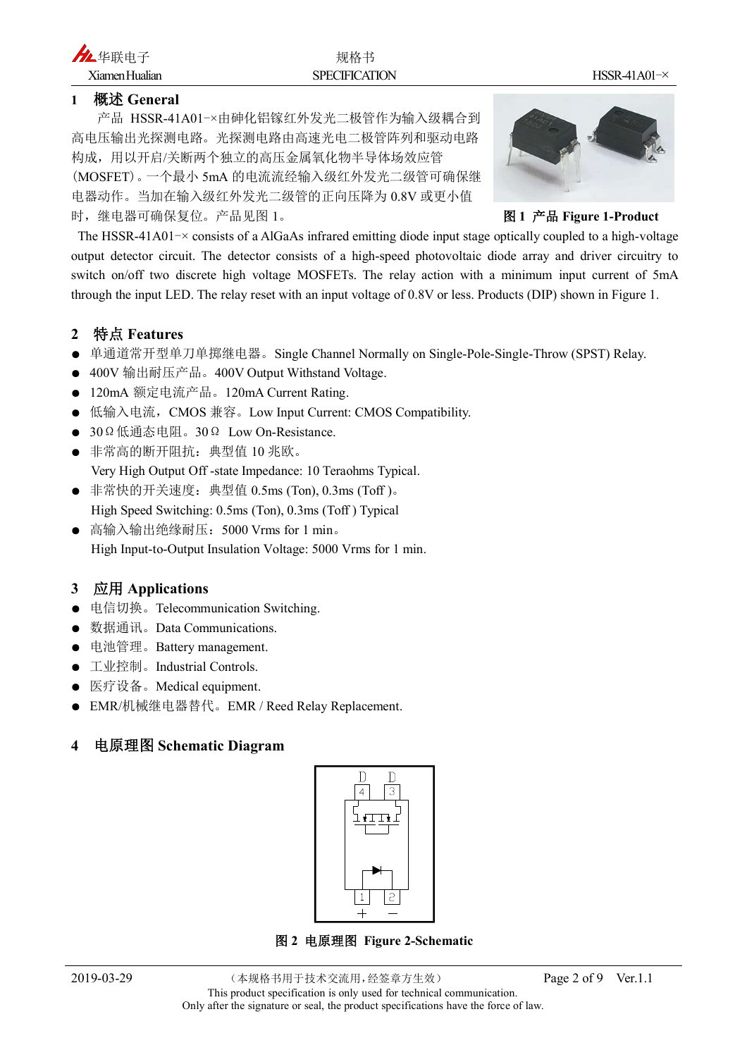## 1 概述 General

产品 HSSR-41A01-×由砷化铝镓红外发光二极管作为输入级耦合到高电压输出光探测电路。光探测电路由高速光电二极管阵列和驱动电路构成，用以开启/关断两个独立的高压金属氧化物半导体场效应管(MOSFET)。一个最小 5mA 的电流流经输入级红外发光二极管可确保继电器动作。当加在输入级红外发光二级管的正向压降为 0.8V 或更小值时，继电器可确保复位。产品见图 1。

图 1 产品 Figure 1-Product

The HSSR-41A01-× consists of a AlGaAs infrared emitting diode input stage optically coupled to a high-voltage output detector circuit. The detector consists of a high-speed photovoltaic diode array and driver circuitry to switch on/off two discrete high voltage MOSFETs. The relay action with a minimum input current of 5mA through the input LED. The relay reset with an input voltage of 0.8V or less. Products (DIP) shown in Figure 1.

## 2 特点 Features

- 单通道常开型单刀单掷继电器。Single Channel Normally on Single-Pole-Single-Throw (SPST) Relay.
- 400V 输出耐压产品。400V Output Withstand Voltage.
- 120mA 额定电流产品。120mA Current Rating.
- 低输入电流，CMOS 兼容。Low Input Current: CMOS Compatibility.
- 30Ω低通态电阻。30Ω Low On-Resistance.
- 非常高的断开阻抗：典型值 10 兆欧。
  Very High Output Off -state Impedance: 10 Teraohms Typical.
- 非常快的开关速度：典型值 0.5ms (Ton), 0.3ms (Toff )。
  High Speed Switching: 0.5ms (Ton), 0.3ms (Toff ) Typical
- 高输入输出绝缘耐压：5000 Vrms for 1 min。
  High Input-to-Output Insulation Voltage: 5000 Vrms for 1 min.

## 3 应用 Applications

- 电信切换。Telecommunication Switching.
- 数据通讯。Data Communications.
- 电池管理。Battery management.
- 工业控制。Industrial Controls.
- 医疗设备。Medical equipment.
- EMR/机械继电器替代。EMR / Reed Relay Replacement.

## 4 电原理图 Schematic Diagram

图 2 电原理图 Figure 2-Schematic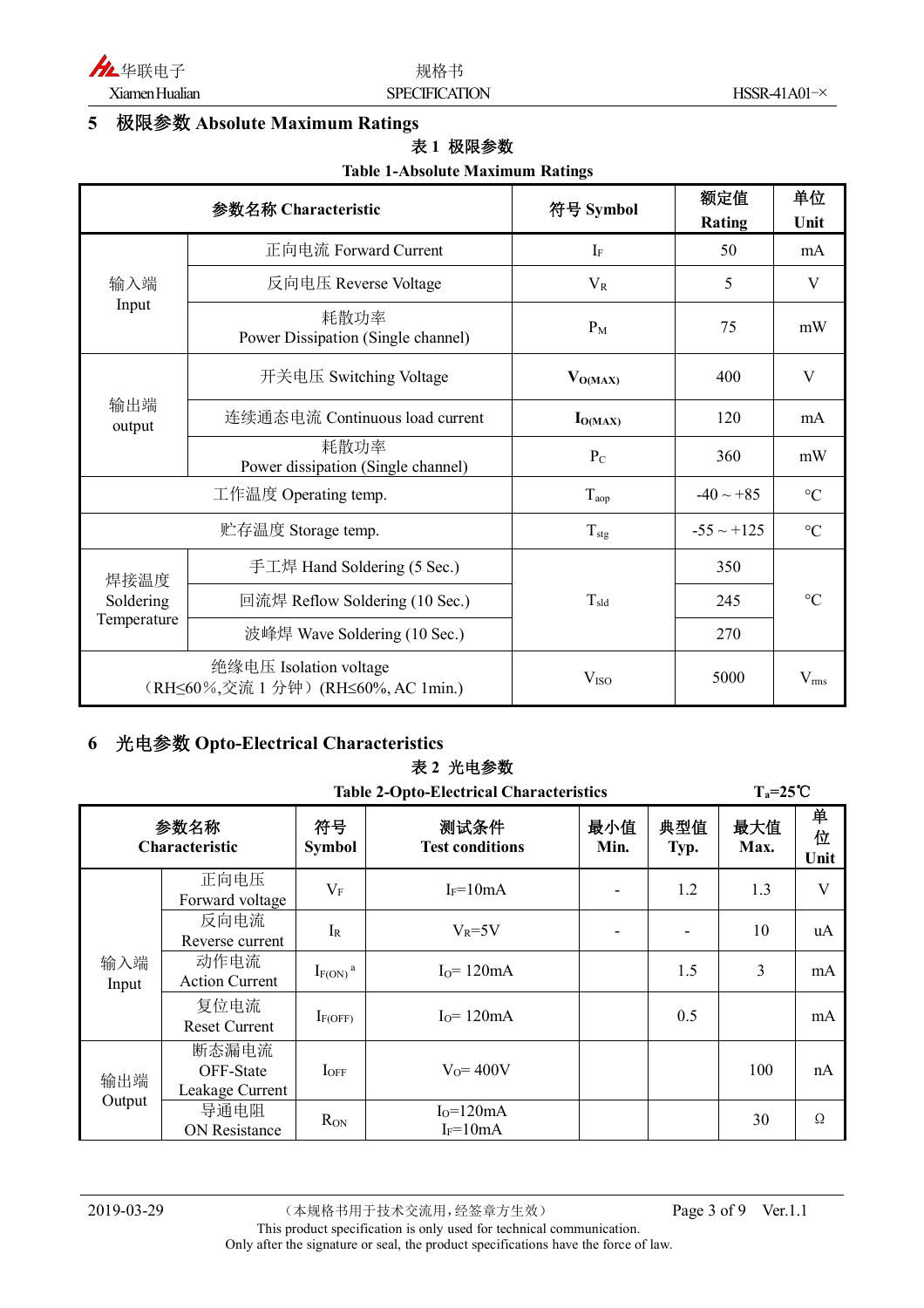## 5 极限参数 Absolute Maximum Ratings

表 1 极限参数

**Table 1-Absolute Maximum Ratings**

| 参数名称 Characteristic | | 符号 Symbol | 额定值 Rating | 单位 Unit |
|---|---|---|---|---|
| 输入端 Input | 正向电流 Forward Current | $I_F$ | 50 | mA |
| | 反向电压 Reverse Voltage | $V_R$ | 5 | V |
| | 耗散功率 Power Dissipation (Single channel) | $P_M$ | 75 | mW |
| 输出端 output | 开关电压 Switching Voltage | $V_{O(MAX)}$ | 400 | V |
| | 连续通态电流 Continuous load current | $I_{O(MAX)}$ | 120 | mA |
| | 耗散功率 Power dissipation (Single channel) | $P_C$ | 360 | mW |
| 工作温度 Operating temp. | | $T_{aop}$ | -40 ~ +85 | ℃ |
| 贮存温度 Storage temp. | | $T_{stg}$ | -55 ~ +125 | ℃ |
| 焊接温度 Soldering Temperature | 手工焊 Hand Soldering (5 Sec.) | $T_{sld}$ | 350 | ℃ |
| | 回流焊 Reflow Soldering (10 Sec.) | | 245 | |
| | 波峰焊 Wave Soldering (10 Sec.) | | 270 | |
| 绝缘电压 Isolation voltage （RH≤60%,交流 1 分钟）(RH≤60%, AC 1min.) | | $V_{ISO}$ | 5000 | $V_{rms}$ |

## 6 光电参数 Opto-Electrical Characteristics

表 2 光电参数

**Table 2-Opto-Electrical Characteristics** $T_a$=25℃

| 参数名称 Characteristic | | 符号 Symbol | 测试条件 Test conditions | 最小值 Min. | 典型值 Typ. | 最大值 Max. | 单位 Unit |
|---|---|---|---|---|---|---|---|
| 输入端 Input | 正向电压 Forward voltage | $V_F$ | $I_F$=10mA | - | 1.2 | 1.3 | V |
| | 反向电流 Reverse current | $I_R$ | $V_R$=5V | - | - | 10 | uA |
| | 动作电流 Action Current | $I_{F(ON)}$ [a] | $I_O$= 120mA | | 1.5 | 3 | mA |
| | 复位电流 Reset Current | $I_{F(OFF)}$ | $I_O$= 120mA | | 0.5 | | mA |
| 输出端 Output | 断态漏电流 OFF-State Leakage Current | $I_{OFF}$ | $V_O$= 400V | | | 100 | nA |
| | 导通电阻 ON Resistance | $R_{ON}$ | $I_O$=120mA $I_F$=10mA | | | 30 | Ω |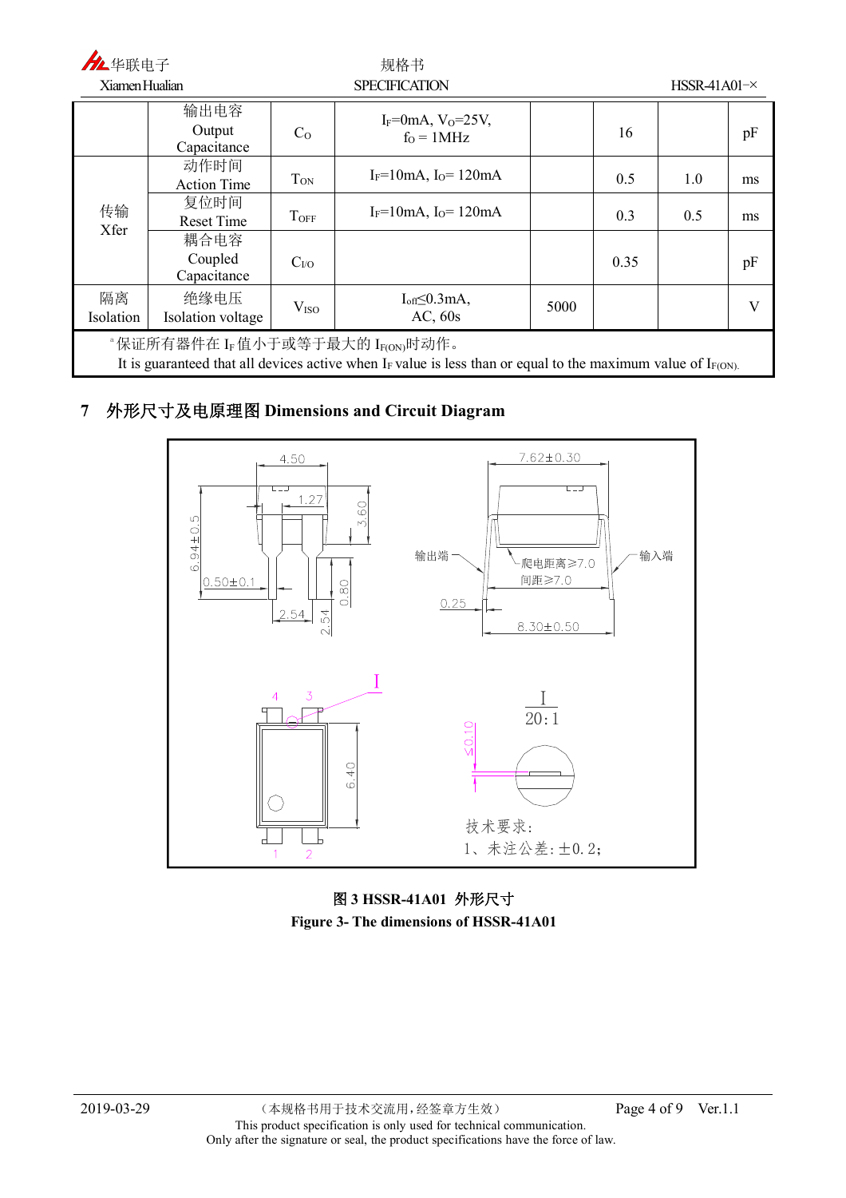| | 输出电容 Output Capacitance | $C_O$ | $I_F$=0mA, $V_O$=25V, $f_O$ = 1MHz | | 16 | | pF |
|---|---|---|---|---|---|---|---|
| 传输 Xfer | 动作时间 Action Time | $T_{ON}$ | $I_F$=10mA, $I_O$= 120mA | | 0.5 | 1.0 | ms |
| | 复位时间 Reset Time | $T_{OFF}$ | $I_F$=10mA, $I_O$= 120mA | | 0.3 | 0.5 | ms |
| | 耦合电容 Coupled Capacitance | $C_{I/O}$ | | | 0.35 | | pF |
| 隔离 Isolation | 绝缘电压 Isolation voltage | $V_{ISO}$ | $I_{off}$≤0.3mA, AC, 60s | 5000 | | | V |

[a] 保证所有器件在 $I_F$ 值小于或等于最大的 $I_{F(ON)}$时动作。
It is guaranteed that all devices active when $I_F$ value is less than or equal to the maximum value of $I_{F(ON)}$.

## 7 外形尺寸及电原理图 Dimensions and Circuit Diagram

技术要求：
1、未注公差：±0.2；

**图 3 HSSR-41A01 外形尺寸**
**Figure 3- The dimensions of HSSR-41A01**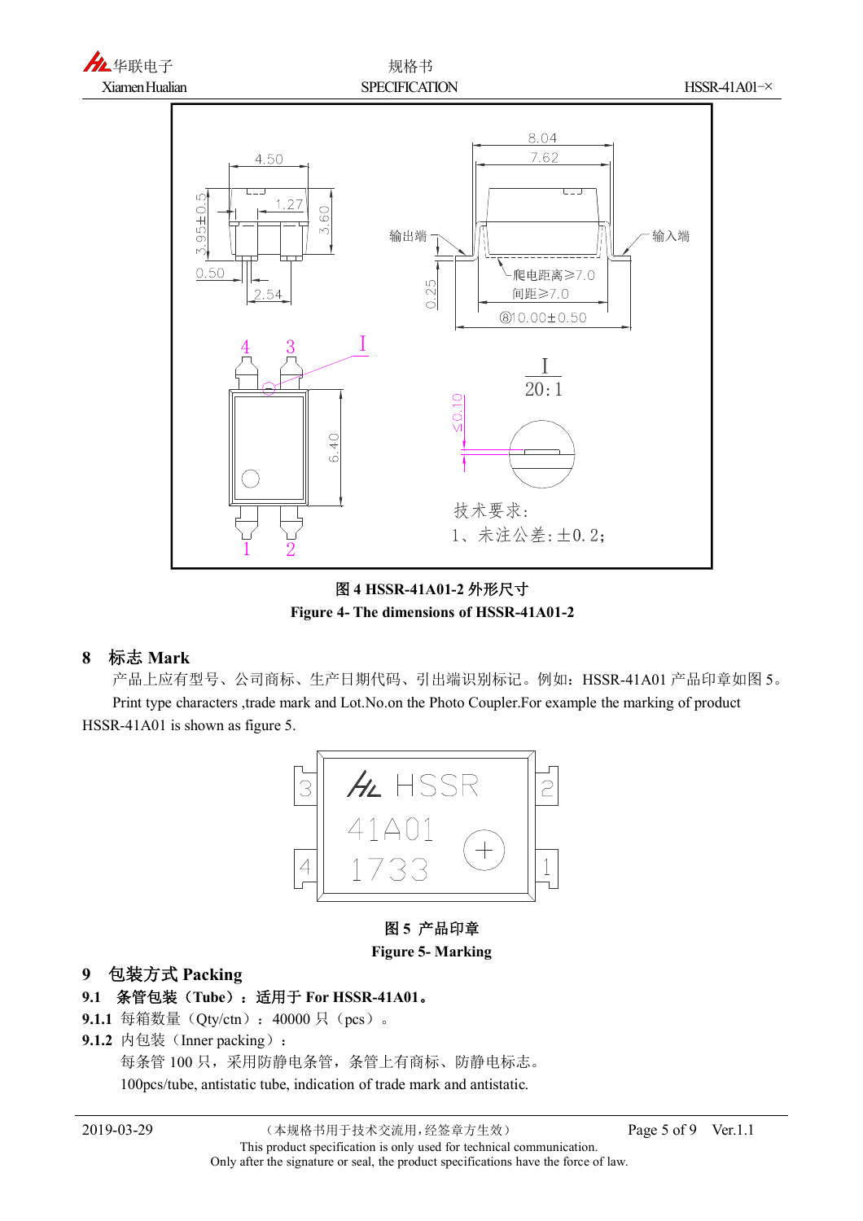图 4 HSSR-41A01-2 外形尺寸

**Figure 4- The dimensions of HSSR-41A01-2**

## 8 标志 Mark

产品上应有型号、公司商标、生产日期代码、引出端识别标记。例如：HSSR-41A01 产品印章如图 5。

Print type characters ,trade mark and Lot.No.on the Photo Coupler.For example the marking of product HSSR-41A01 is shown as figure 5.

**图 5 产品印章**

**Figure 5- Marking**

## 9 包装方式 Packing

### 9.1 条管包装（Tube）：适用于 For HSSR-41A01。

**9.1.1** 每箱数量（Qty/ctn）：40000 只（pcs）。

**9.1.2** 内包装（Inner packing）：

每条管 100 只，采用防静电条管，条管上有商标、防静电标志。

100pcs/tube, antistatic tube, indication of trade mark and antistatic.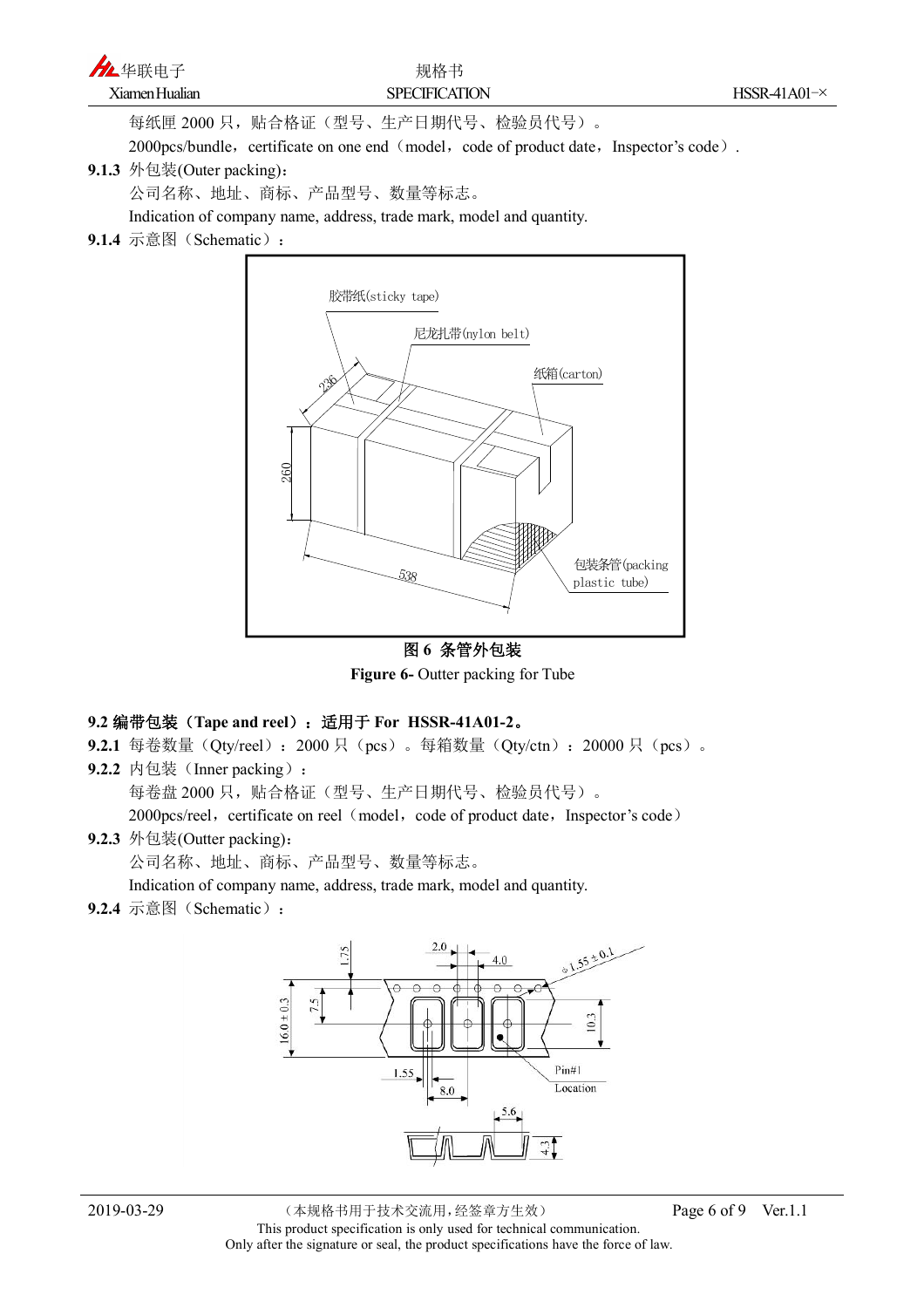每纸匣 2000 只，贴合格证（型号、生产日期代号、检验员代号）。

2000pcs/bundle，certificate on one end（model，code of product date，Inspector's code）.

**9.1.3** 外包装(Outer packing)：

公司名称、地址、商标、产品型号、数量等标志。

Indication of company name, address, trade mark, model and quantity.

**9.1.4** 示意图（Schematic）：

**图 6 条管外包装**

**Figure 6-** Outter packing for Tube

**9.2 编带包装（Tape and reel）：适用于 For HSSR-41A01-2。**

**9.2.1** 每卷数量（Qty/reel）：2000 只（pcs）。每箱数量（Qty/ctn）：20000 只（pcs）。

**9.2.2** 内包装（Inner packing）：

每卷盘 2000 只，贴合格证（型号、生产日期代号、检验员代号）。

2000pcs/reel，certificate on reel（model，code of product date，Inspector's code）

**9.2.3** 外包装(Outter packing)：

公司名称、地址、商标、产品型号、数量等标志。

Indication of company name, address, trade mark, model and quantity.

**9.2.4** 示意图（Schematic）：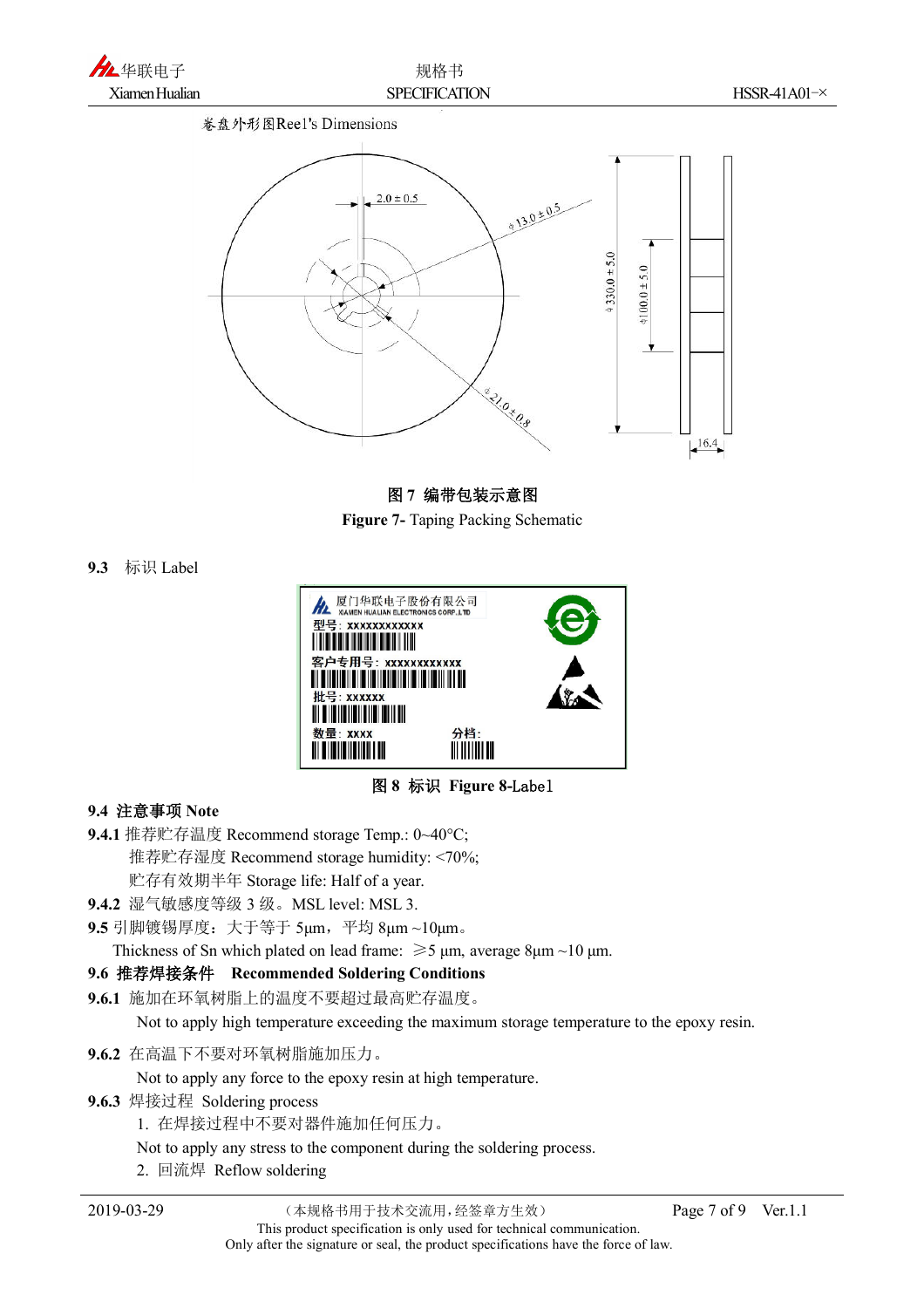卷盘外形图Reel's Dimensions

图 7 编带包装示意图

**Figure 7-** Taping Packing Schematic

**9.3** 标识 Label

图 8 标识 **Figure 8-**Label

### 9.4 注意事项 Note

**9.4.1** 推荐贮存温度 Recommend storage Temp.: 0~40°C;

推荐贮存湿度 Recommend storage humidity: <70%;

贮存有效期半年 Storage life: Half of a year.

**9.4.2** 湿气敏感度等级 3 级。MSL level: MSL 3.

**9.5** 引脚镀锡厚度：大于等于 5μm，平均 8μm ~10μm。

Thickness of Sn which plated on lead frame: ≥5 μm, average 8μm ~10 μm.

### 9.6 推荐焊接条件 Recommended Soldering Conditions

**9.6.1** 施加在环氧树脂上的温度不要超过最高贮存温度。

Not to apply high temperature exceeding the maximum storage temperature to the epoxy resin.

**9.6.2** 在高温下不要对环氧树脂施加压力。

Not to apply any force to the epoxy resin at high temperature.

**9.6.3** 焊接过程 Soldering process

1. 在焊接过程中不要对器件施加任何压力。

   Not to apply any stress to the component during the soldering process.

2. 回流焊 Reflow soldering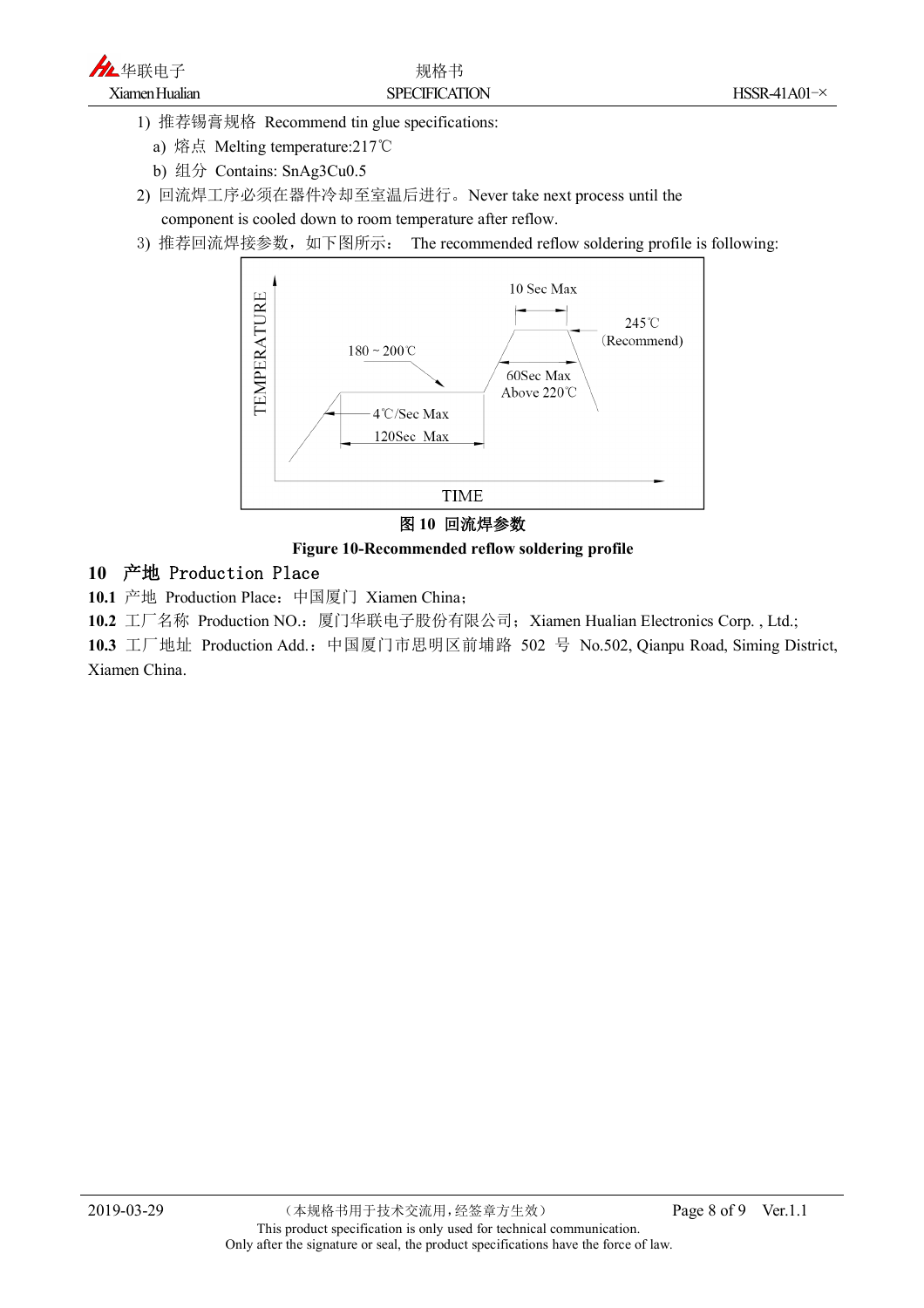1) 推荐锡膏规格 Recommend tin glue specifications:

   a) 熔点 Melting temperature:217℃

   b) 组分 Contains: SnAg3Cu0.5

2) 回流焊工序必须在器件冷却至室温后进行。Never take next process until the component is cooled down to room temperature after reflow.

3) 推荐回流焊接参数，如下图所示： The recommended reflow soldering profile is following:

TEMPERATURE / TIME

10 Sec Max

245℃ (Recommend)

180 ~ 200℃

60Sec Max Above 220℃

4℃/Sec Max

120Sec Max

**图 10 回流焊参数**

**Figure 10-Recommended reflow soldering profile**

## 10 产地 Production Place

**10.1** 产地 Production Place：中国厦门 Xiamen China；

**10.2** 工厂名称 Production NO.：厦门华联电子股份有限公司；Xiamen Hualian Electronics Corp. , Ltd.;

**10.3** 工厂地址 Production Add.：中国厦门市思明区前埔路 502 号 No.502, Qianpu Road, Siming District, Xiamen China.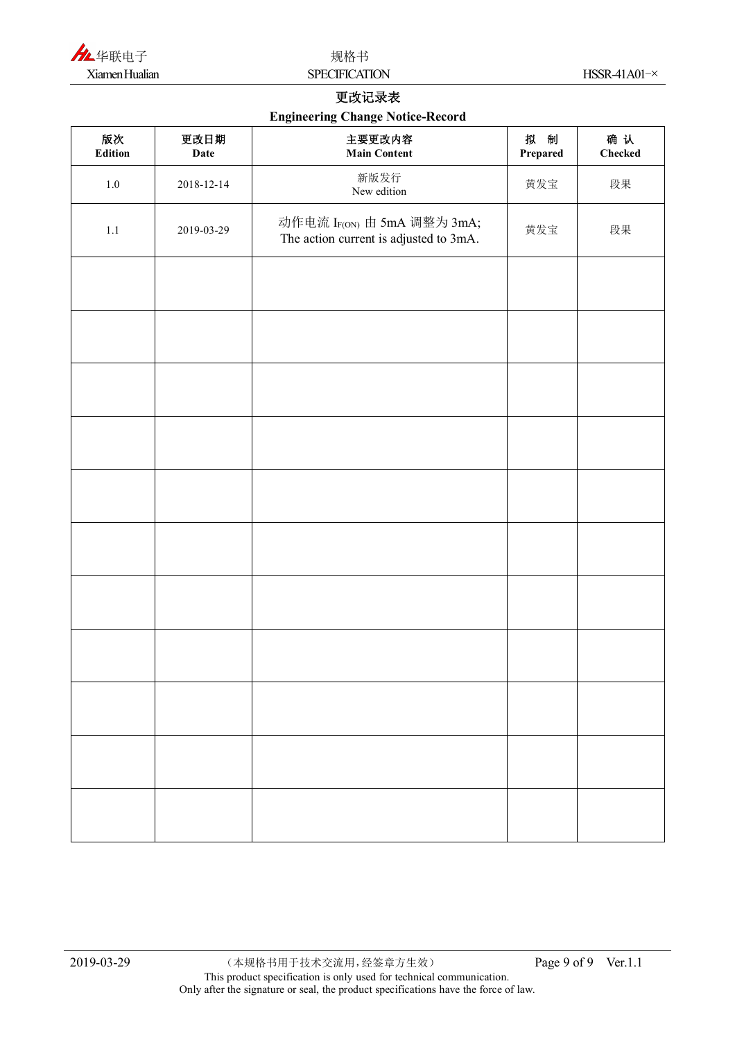## 更改记录表

## Engineering Change Notice-Record

| 版次<br>Edition | 更改日期<br>Date | 主要更改内容<br>Main Content | 拟 制<br>Prepared | 确 认<br>Checked |
|---|---|---|---|---|
| 1.0 | 2018-12-14 | 新版发行<br>New edition | 黄发宝 | 段果 |
| 1.1 | 2019-03-29 | 动作电流 $I_{F(ON)}$ 由 5mA 调整为 3mA;<br>The action current is adjusted to 3mA. | 黄发宝 | 段果 |
| | | | | |
| | | | | |
| | | | | |
| | | | | |
| | | | | |
| | | | | |
| | | | | |
| | | | | |
| | | | | |
| | | | | |
| | | | | |

（本规格书用于技术交流用，经签章方生效）
This product specification is only used for technical communication.
Only after the signature or seal, the product specifications have the force of law.